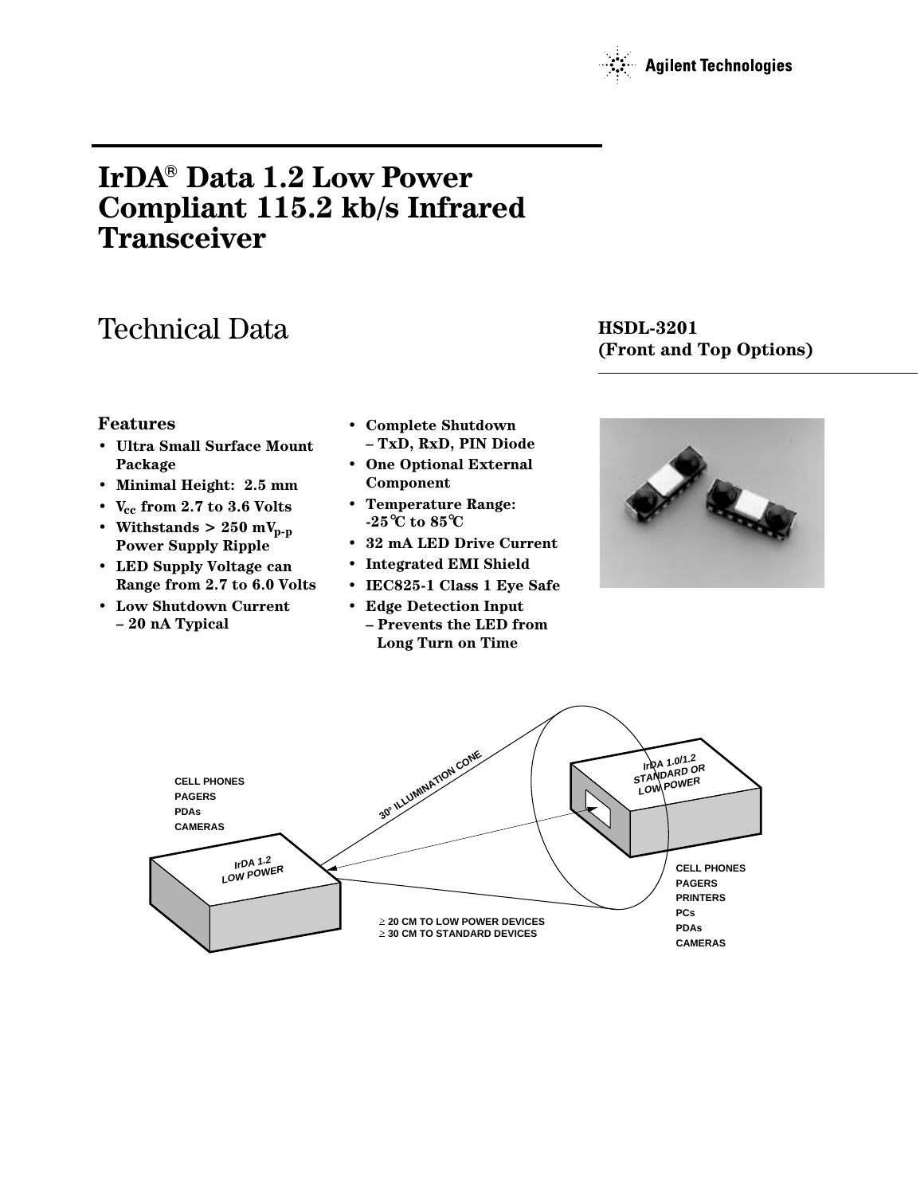Agilent Technologies

# IrDA® Data 1.2 Low Power Compliant 115.2 kb/s Infrared Transceiver

## Technical Data

**HSDL-3201**
**(Front and Top Options)**

### Features

- **Ultra Small Surface Mount Package**
- **Minimal Height: 2.5 mm**
- **$V_{cc}$ from 2.7 to 3.6 Volts**
- **Withstands > 250 $mV_{p-p}$ Power Supply Ripple**
- **LED Supply Voltage can Range from 2.7 to 6.0 Volts**
- **Low Shutdown Current – 20 nA Typical**
- **Complete Shutdown – TxD, RxD, PIN Diode**
- **One Optional External Component**
- **Temperature Range: -25°C to 85°C**
- **32 mA LED Drive Current**
- **Integrated EMI Shield**
- **IEC825-1 Class 1 Eye Safe**
- **Edge Detection Input – Prevents the LED from Long Turn on Time**

CELL PHONES
PAGERS
PDAs
CAMERAS

IrDA 1.2
LOW POWER

30° ILLUMINATION CONE

IrDA 1.0/1.2
STANDARD OR
LOW POWER

≥ 20 CM TO LOW POWER DEVICES
≥ 30 CM TO STANDARD DEVICES

CELL PHONES
PAGERS
PRINTERS
PCs
PDAs
CAMERAS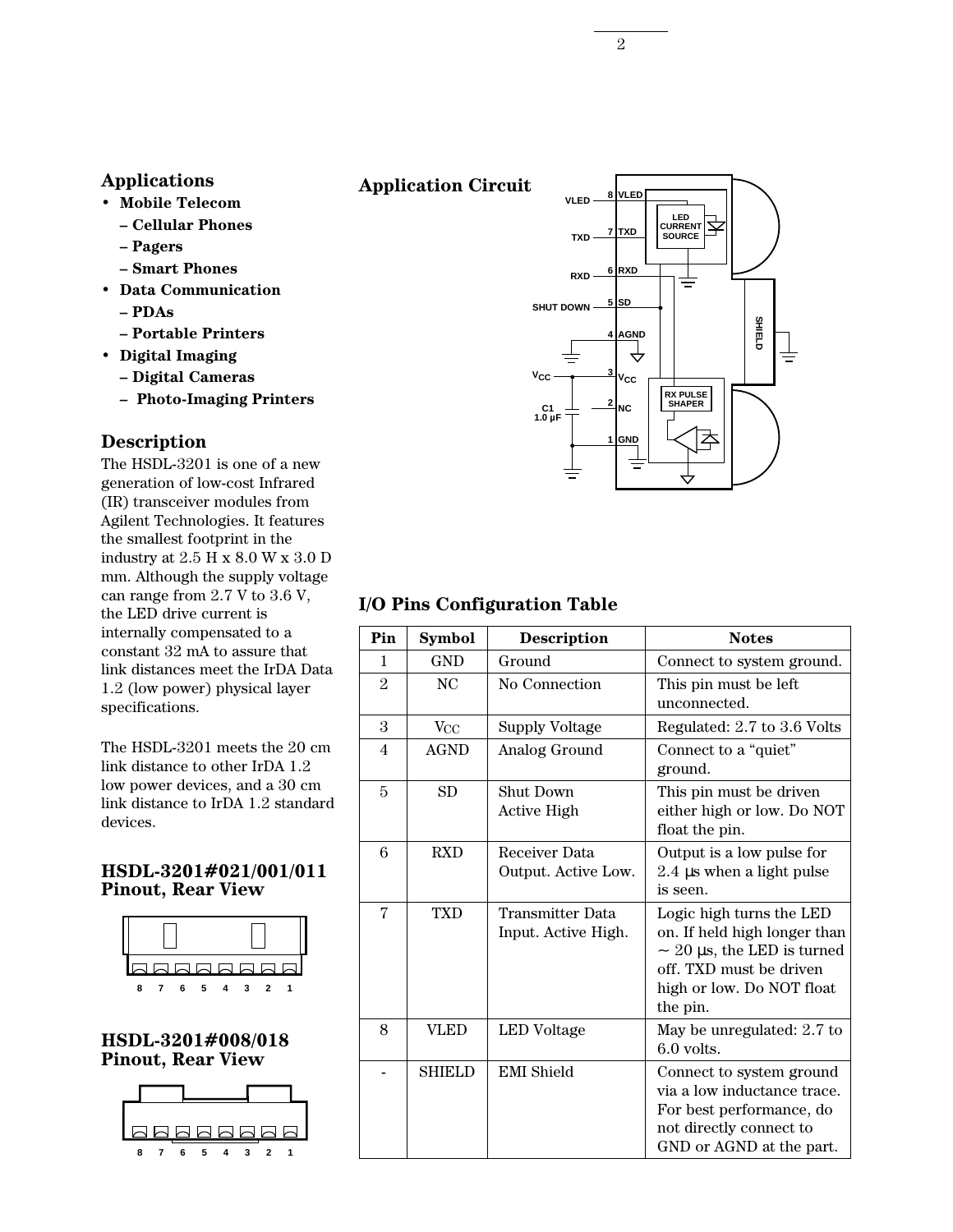## Applications

- **Mobile Telecom**
  - **– Cellular Phones**
  - **– Pagers**
  - **– Smart Phones**
- **Data Communication**
  - **– PDAs**
  - **– Portable Printers**
- **Digital Imaging**
  - **– Digital Cameras**
  - **– Photo-Imaging Printers**

## Description

The HSDL-3201 is one of a new generation of low-cost Infrared (IR) transceiver modules from Agilent Technologies. It features the smallest footprint in the industry at 2.5 H x 8.0 W x 3.0 D mm. Although the supply voltage can range from 2.7 V to 3.6 V, the LED drive current is internally compensated to a constant 32 mA to assure that link distances meet the IrDA Data 1.2 (low power) physical layer specifications.

The HSDL-3201 meets the 20 cm link distance to other IrDA 1.2 low power devices, and a 30 cm link distance to IrDA 1.2 standard devices.

## HSDL-3201#021/001/011 Pinout, Rear View

8 7 6 5 4 3 2 1

## HSDL-3201#008/018 Pinout, Rear View

8 7 6 5 4 3 2 1

## Application Circuit

## I/O Pins Configuration Table

| Pin | Symbol | Description | Notes |
|---|---|---|---|
| 1 | GND | Ground | Connect to system ground. |
| 2 | NC | No Connection | This pin must be left unconnected. |
| 3 | $V_{CC}$ | Supply Voltage | Regulated: 2.7 to 3.6 Volts |
| 4 | AGND | Analog Ground | Connect to a "quiet" ground. |
| 5 | SD | Shut Down Active High | This pin must be driven either high or low. Do NOT float the pin. |
| 6 | RXD | Receiver Data Output. Active Low. | Output is a low pulse for 2.4 µs when a light pulse is seen. |
| 7 | TXD | Transmitter Data Input. Active High. | Logic high turns the LED on. If held high longer than ~ 20 µs, the LED is turned off. TXD must be driven high or low. Do NOT float the pin. |
| 8 | VLED | LED Voltage | May be unregulated: 2.7 to 6.0 volts. |
| - | SHIELD | EMI Shield | Connect to system ground via a low inductance trace. For best performance, do not directly connect to GND or AGND at the part. |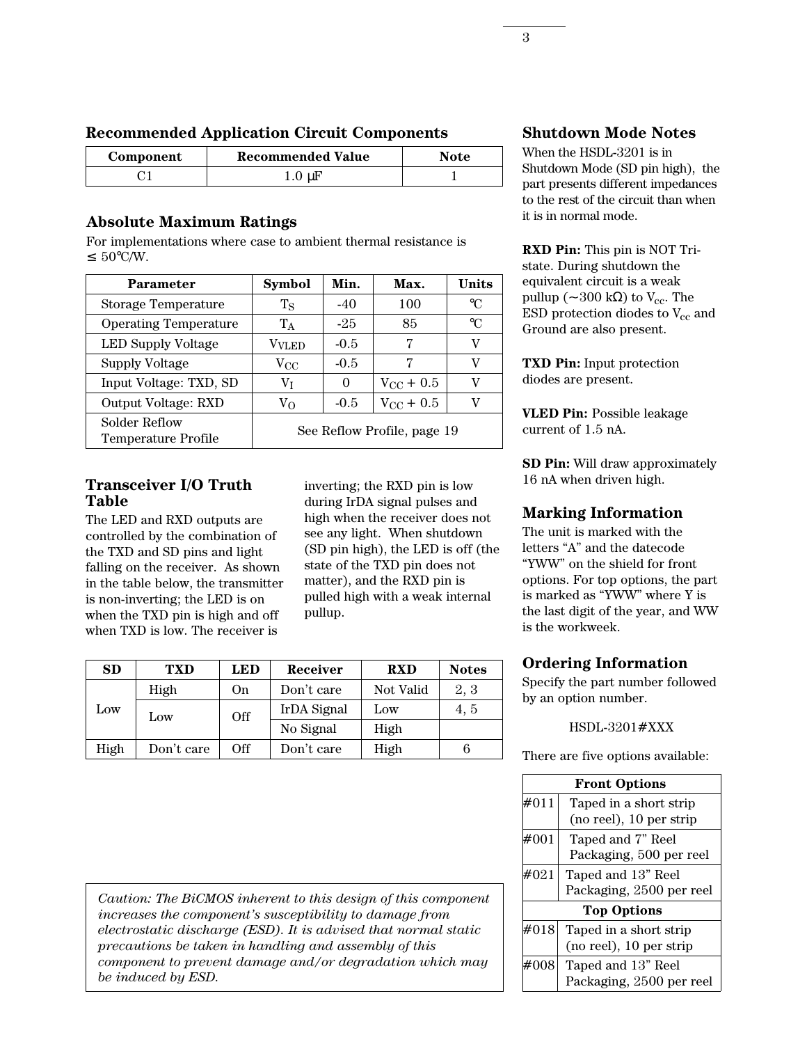## Recommended Application Circuit Components

| Component | Recommended Value | Note |
|---|---|---|
| C1 | 1.0 µF | 1 |

## Absolute Maximum Ratings

For implementations where case to ambient thermal resistance is ≤ 50°C/W.

| Parameter | Symbol | Min. | Max. | Units |
|---|---|---|---|---|
| Storage Temperature | $T_S$ | -40 | 100 | °C |
| Operating Temperature | $T_A$ | -25 | 85 | °C |
| LED Supply Voltage | $V_{VLED}$ | -0.5 | 7 | V |
| Supply Voltage | $V_{CC}$ | -0.5 | 7 | V |
| Input Voltage: TXD, SD | $V_I$ | 0 | $V_{CC}$ + 0.5 | V |
| Output Voltage: RXD | $V_O$ | -0.5 | $V_{CC}$ + 0.5 | V |
| Solder Reflow Temperature Profile | See Reflow Profile, page 19 | | | |

## Transceiver I/O Truth Table

The LED and RXD outputs are controlled by the combination of the TXD and SD pins and light falling on the receiver. As shown in the table below, the transmitter is non-inverting; the LED is on when the TXD pin is high and off when TXD is low. The receiver is inverting; the RXD pin is low during IrDA signal pulses and high when the receiver does not see any light. When shutdown (SD pin high), the LED is off (the state of the TXD pin does not matter), and the RXD pin is pulled high with a weak internal pullup.

| SD | TXD | LED | Receiver | RXD | Notes |
|---|---|---|---|---|---|
| Low | High | On | Don't care | Not Valid | 2, 3 |
| | Low | Off | IrDA Signal | Low | 4, 5 |
| | | | No Signal | High | |
| High | Don't care | Off | Don't care | High | 6 |

*Caution: The BiCMOS inherent to this design of this component increases the component's susceptibility to damage from electrostatic discharge (ESD). It is advised that normal static precautions be taken in handling and assembly of this component to prevent damage and/or degradation which may be induced by ESD.*

## Shutdown Mode Notes

When the HSDL-3201 is in Shutdown Mode (SD pin high), the part presents different impedances to the rest of the circuit than when it is in normal mode.

**RXD Pin:** This pin is NOT Tri-state. During shutdown the equivalent circuit is a weak pullup (~300 kΩ) to $V_{cc}$. The ESD protection diodes to $V_{cc}$ and Ground are also present.

**TXD Pin:** Input protection diodes are present.

**VLED Pin:** Possible leakage current of 1.5 nA.

**SD Pin:** Will draw approximately 16 nA when driven high.

## Marking Information

The unit is marked with the letters "A" and the datecode "YWW" on the shield for front options. For top options, the part is marked as "YWW" where Y is the last digit of the year, and WW is the workweek.

## Ordering Information

Specify the part number followed by an option number.

HSDL-3201#XXX

There are five options available:

| Front Options | |
|---|---|
| #011 | Taped in a short strip (no reel), 10 per strip |
| #001 | Taped and 7" Reel Packaging, 500 per reel |
| #021 | Taped and 13" Reel Packaging, 2500 per reel |
| **Top Options** | |
| #018 | Taped in a short strip (no reel), 10 per strip |
| #008 | Taped and 13" Reel Packaging, 2500 per reel |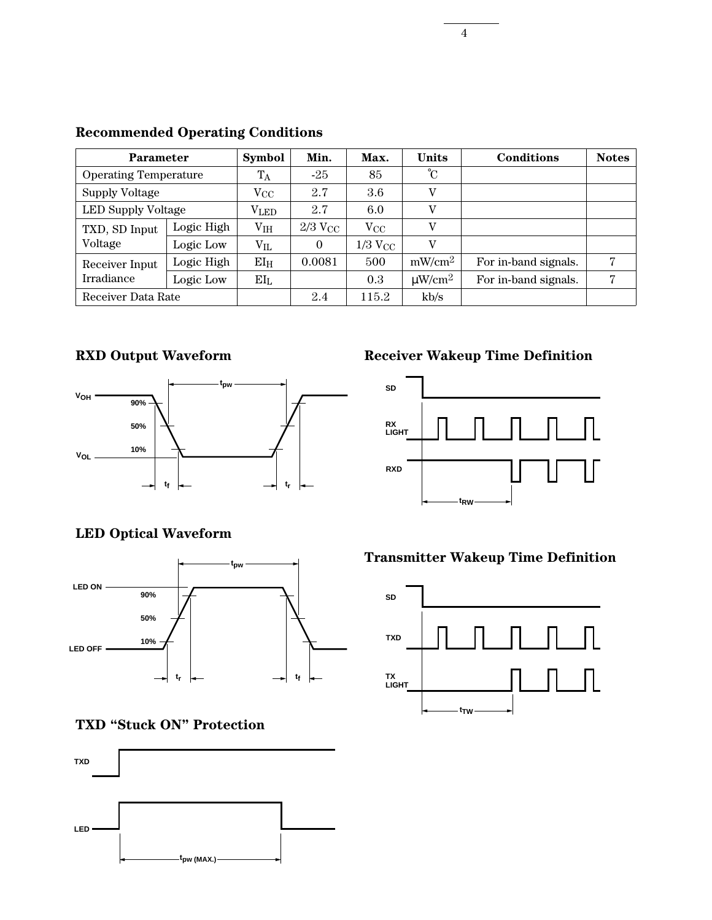## Recommended Operating Conditions

| Parameter | | Symbol | Min. | Max. | Units | Conditions | Notes |
|---|---|---|---|---|---|---|---|
| Operating Temperature | | $T_A$ | -25 | 85 | ˚C | | |
| Supply Voltage | | $V_{CC}$ | 2.7 | 3.6 | V | | |
| LED Supply Voltage | | $V_{LED}$ | 2.7 | 6.0 | V | | |
| TXD, SD Input Voltage | Logic High | $V_{IH}$ | 2/3 $V_{CC}$ | $V_{CC}$ | V | | |
| | Logic Low | $V_{IL}$ | 0 | 1/3 $V_{CC}$ | V | | |
| Receiver Input Irradiance | Logic High | $EI_H$ | 0.0081 | 500 | mW/cm$^2$ | For in-band signals. | 7 |
| | Logic Low | $EI_L$ | | 0.3 | μW/cm$^2$ | For in-band signals. | 7 |
| Receiver Data Rate | | | 2.4 | 115.2 | kb/s | | |

## RXD Output Waveform

## Receiver Wakeup Time Definition

## LED Optical Waveform

## Transmitter Wakeup Time Definition

## TXD "Stuck ON" Protection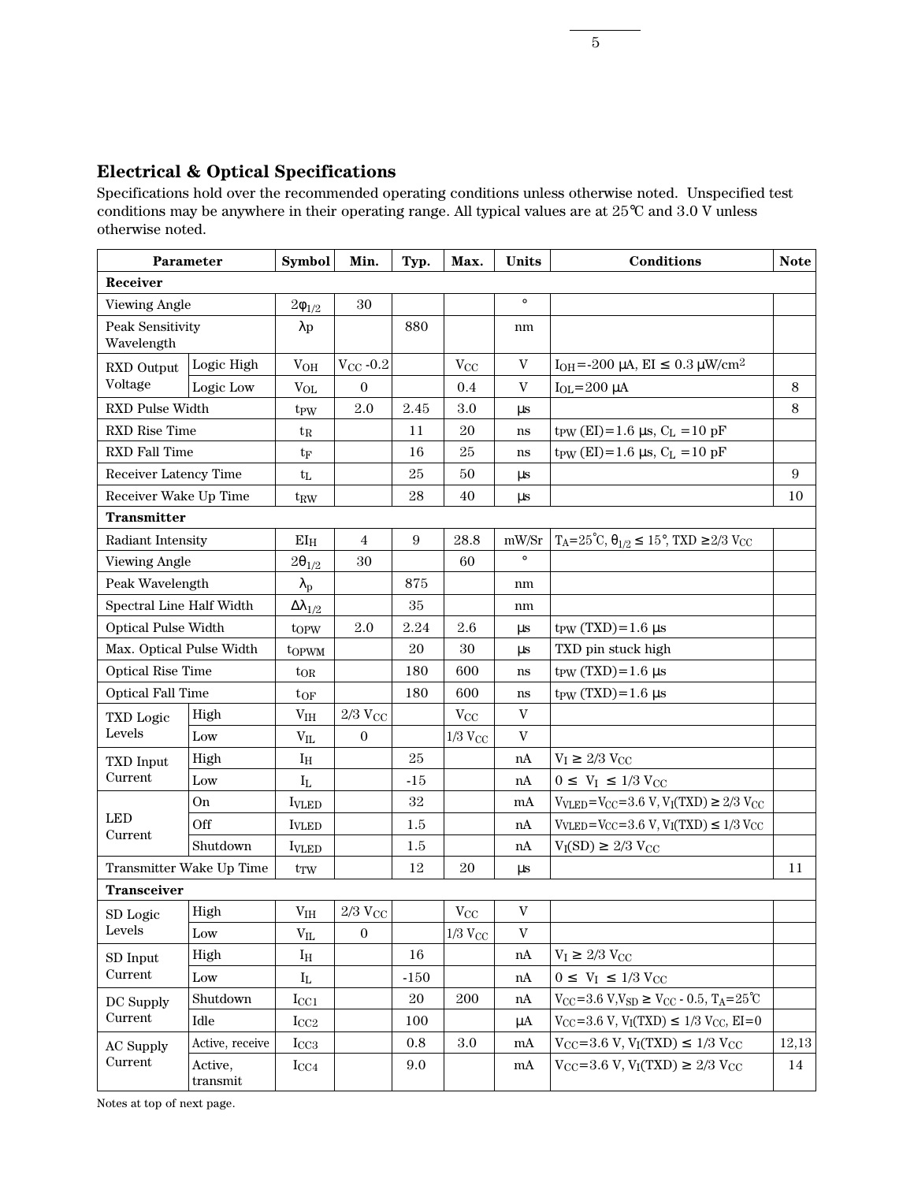## Electrical & Optical Specifications

Specifications hold over the recommended operating conditions unless otherwise noted. Unspecified test conditions may be anywhere in their operating range. All typical values are at 25°C and 3.0 V unless otherwise noted.

| Parameter | | Symbol | Min. | Typ. | Max. | Units | Conditions | Note |
|---|---|---|---|---|---|---|---|---|
| **Receiver** | | | | | | | | |
| Viewing Angle | | $2\varphi_{1/2}$ | 30 | | | ° | | |
| Peak Sensitivity Wavelength | | λp | | 880 | | nm | | |
| RXD Output Voltage | Logic High | $V_{OH}$ | $V_{CC}$ -0.2 | | $V_{CC}$ | V | $I_{OH}$=-200 μA, EI ≤ 0.3 μW/cm[2] | |
| | Logic Low | $V_{OL}$ | 0 | | 0.4 | V | $I_{OL}$=200 μA | 8 |
| RXD Pulse Width | | $t_{PW}$ | 2.0 | 2.45 | 3.0 | μs | | 8 |
| RXD Rise Time | | $t_R$ | | 11 | 20 | ns | $t_{PW}$ (EI)=1.6 μs, $C_L$ =10 pF | |
| RXD Fall Time | | $t_F$ | | 16 | 25 | ns | $t_{PW}$ (EI)=1.6 μs, $C_L$ =10 pF | |
| Receiver Latency Time | | $t_L$ | | 25 | 50 | μs | | 9 |
| Receiver Wake Up Time | | $t_{RW}$ | | 28 | 40 | μs | | 10 |
| **Transmitter** | | | | | | | | |
| Radiant Intensity | | $EI_H$ | 4 | 9 | 28.8 | mW/Sr | $T_A$=25°C, $\theta_{1/2}$ ≤ 15°, TXD ≥2/3 $V_{CC}$ | |
| Viewing Angle | | $2\theta_{1/2}$ | 30 | | 60 | ° | | |
| Peak Wavelength | | $\lambda_p$ | | 875 | | nm | | |
| Spectral Line Half Width | | $\Delta\lambda_{1/2}$ | | 35 | | nm | | |
| Optical Pulse Width | | $t_{OPW}$ | 2.0 | 2.24 | 2.6 | μs | $t_{PW}$ (TXD)=1.6 μs | |
| Max. Optical Pulse Width | | $t_{OPWM}$ | | 20 | 30 | μs | TXD pin stuck high | |
| Optical Rise Time | | $t_{OR}$ | | 180 | 600 | ns | $t_{PW}$ (TXD)=1.6 μs | |
| Optical Fall Time | | $t_{OF}$ | | 180 | 600 | ns | $t_{PW}$ (TXD)=1.6 μs | |
| TXD Logic Levels | High | $V_{IH}$ | 2/3 $V_{CC}$ | | $V_{CC}$ | V | | |
| | Low | $V_{IL}$ | 0 | | 1/3 $V_{CC}$ | V | | |
| TXD Input Current | High | $I_H$ | | 25 | | nA | $V_I$ ≥ 2/3 $V_{CC}$ | |
| | Low | $I_L$ | | -15 | | nA | 0 ≤ $V_I$ ≤ 1/3 $V_{CC}$ | |
| LED Current | On | $I_{VLED}$ | | 32 | | mA | $V_{VLED}$=$V_{CC}$=3.6 V, $V_I$(TXD) ≥ 2/3 $V_{CC}$ | |
| | Off | $I_{VLED}$ | | 1.5 | | nA | $V_{VLED}$=$V_{CC}$=3.6 V, $V_I$(TXD) ≤ 1/3 $V_{CC}$ | |
| | Shutdown | $I_{VLED}$ | | 1.5 | | nA | $V_I$(SD) ≥ 2/3 $V_{CC}$ | |
| Transmitter Wake Up Time | | $t_{TW}$ | | 12 | 20 | μs | | 11 |
| **Transceiver** | | | | | | | | |
| SD Logic Levels | High | $V_{IH}$ | 2/3 $V_{CC}$ | | $V_{CC}$ | V | | |
| | Low | $V_{IL}$ | 0 | | 1/3 $V_{CC}$ | V | | |
| SD Input Current | High | $I_H$ | | 16 | | nA | $V_I$ ≥ 2/3 $V_{CC}$ | |
| | Low | $I_L$ | | -150 | | nA | 0 ≤ $V_I$ ≤ 1/3 $V_{CC}$ | |
| DC Supply Current | Shutdown | $I_{CC1}$ | | 20 | 200 | nA | $V_{CC}$=3.6 V,$V_{SD}$ ≥ $V_{CC}$ - 0.5, $T_A$=25°C | |
| | Idle | $I_{CC2}$ | | 100 | | μA | $V_{CC}$=3.6 V, $V_I$(TXD) ≤ 1/3 $V_{CC}$, EI=0 | |
| AC Supply Current | Active, receive | $I_{CC3}$ | | 0.8 | 3.0 | mA | $V_{CC}$=3.6 V, $V_I$(TXD) ≤ 1/3 $V_{CC}$ | 12,13 |
| | Active, transmit | $I_{CC4}$ | | 9.0 | | mA | $V_{CC}$=3.6 V, $V_I$(TXD) ≥ 2/3 $V_{CC}$ | 14 |

Notes at top of next page.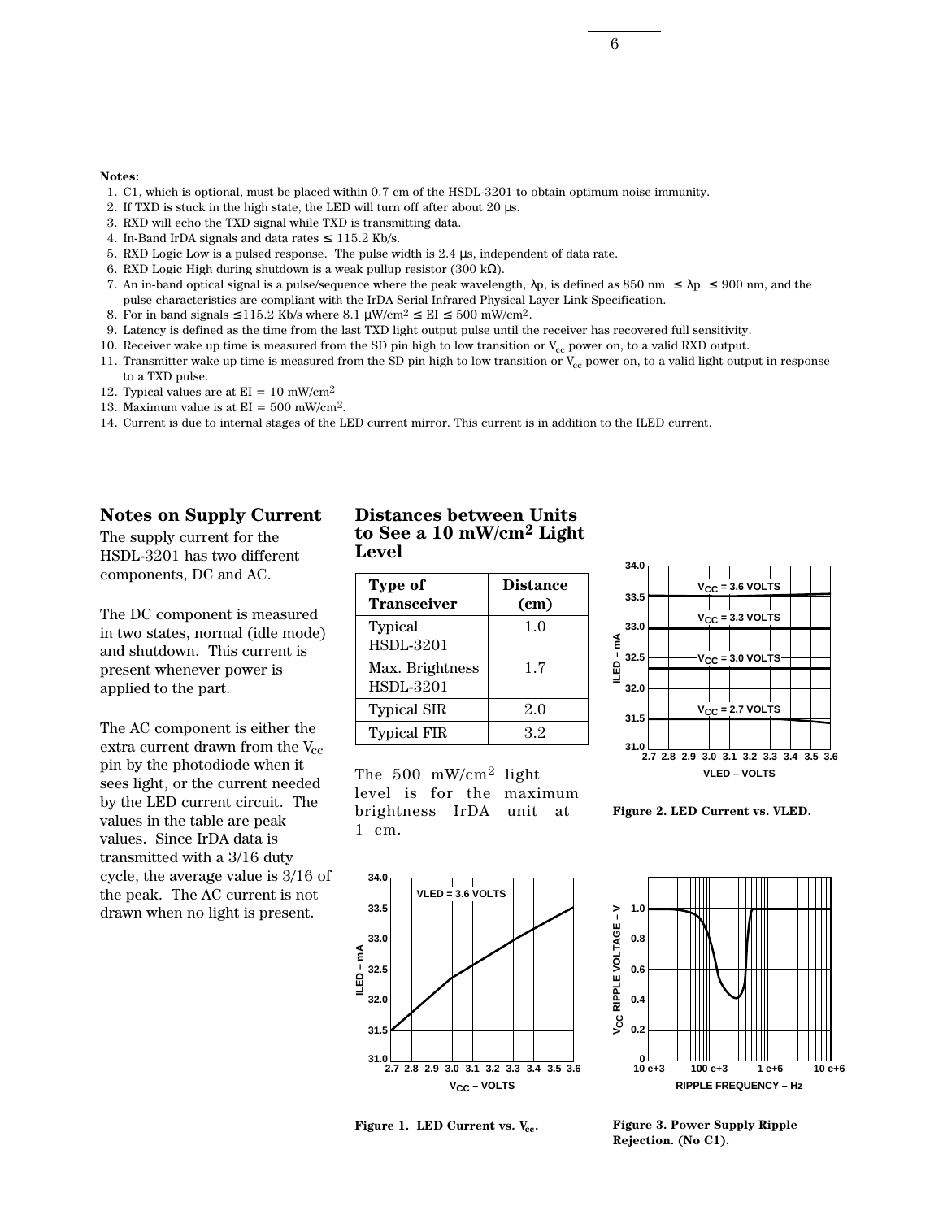**Notes:**

1. C1, which is optional, must be placed within 0.7 cm of the HSDL-3201 to obtain optimum noise immunity.
2. If TXD is stuck in the high state, the LED will turn off after about 20 µs.
3. RXD will echo the TXD signal while TXD is transmitting data.
4. In-Band IrDA signals and data rates ≤ 115.2 Kb/s.
5. RXD Logic Low is a pulsed response. The pulse width is 2.4 µs, independent of data rate.
6. RXD Logic High during shutdown is a weak pullup resistor (300 kΩ).
7. An in-band optical signal is a pulse/sequence where the peak wavelength, λp, is defined as 850 nm ≤ λp ≤ 900 nm, and the pulse characteristics are compliant with the IrDA Serial Infrared Physical Layer Link Specification.
8. For in band signals ≤115.2 Kb/s where 8.1 µW/cm² ≤ EI ≤ 500 mW/cm².
9. Latency is defined as the time from the last TXD light output pulse until the receiver has recovered full sensitivity.
10. Receiver wake up time is measured from the SD pin high to low transition or $V_{cc}$ power on, to a valid RXD output.
11. Transmitter wake up time is measured from the SD pin high to low transition or $V_{cc}$ power on, to a valid light output in response to a TXD pulse.
12. Typical values are at EI = 10 mW/cm²
13. Maximum value is at EI = 500 mW/cm².
14. Current is due to internal stages of the LED current mirror. This current is in addition to the ILED current.

## Notes on Supply Current

The supply current for the HSDL-3201 has two different components, DC and AC.

The DC component is measured in two states, normal (idle mode) and shutdown. This current is present whenever power is applied to the part.

The AC component is either the extra current drawn from the $V_{cc}$ pin by the photodiode when it sees light, or the current needed by the LED current circuit. The values in the table are peak values. Since IrDA data is transmitted with a 3/16 duty cycle, the average value is 3/16 of the peak. The AC current is not drawn when no light is present.

## Distances between Units to See a 10 mW/cm² Light Level

| Type of Transceiver | Distance (cm) |
|---|---|
| Typical HSDL-3201 | 1.0 |
| Max. Brightness HSDL-3201 | 1.7 |
| Typical SIR | 2.0 |
| Typical FIR | 3.2 |

The 500 mW/cm² light level is for the maximum brightness IrDA unit at 1 cm.

Figure 2. LED Current vs. VLED.

Figure 1. LED Current vs. $V_{cc}$.

Figure 3. Power Supply Ripple Rejection. (No C1).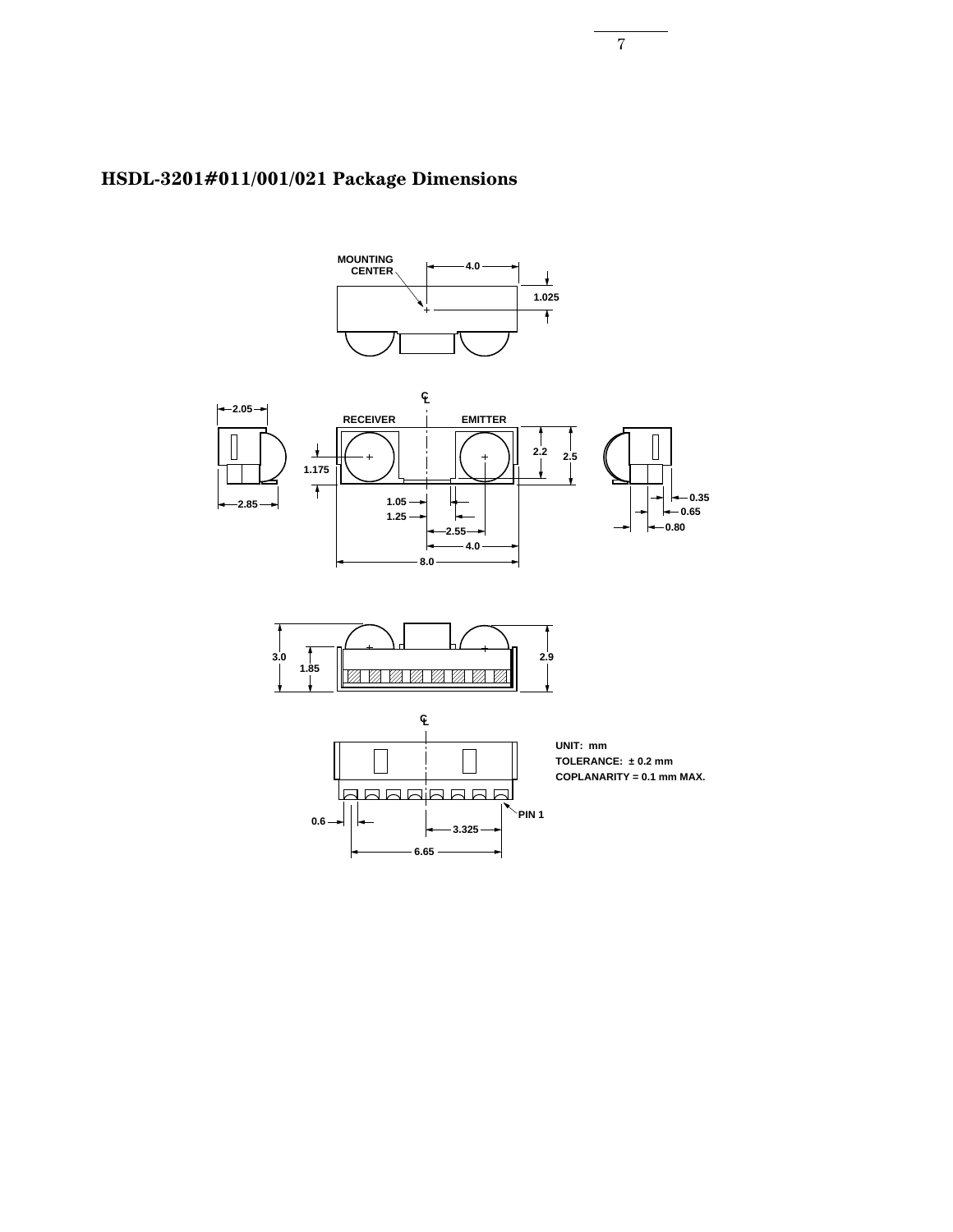# HSDL-3201#011/001/021 Package Dimensions

MOUNTING CENTER

4.0

1.025

RECEIVER

EMITTER

2.05

2.85

1.175

2.2

2.5

1.05

1.25

2.55

4.0

8.0

0.35

0.65

0.80

3.0

1.85

2.9

0.6

3.325

6.65

PIN 1

UNIT: mm
TOLERANCE: ± 0.2 mm
COPLANARITY = 0.1 mm MAX.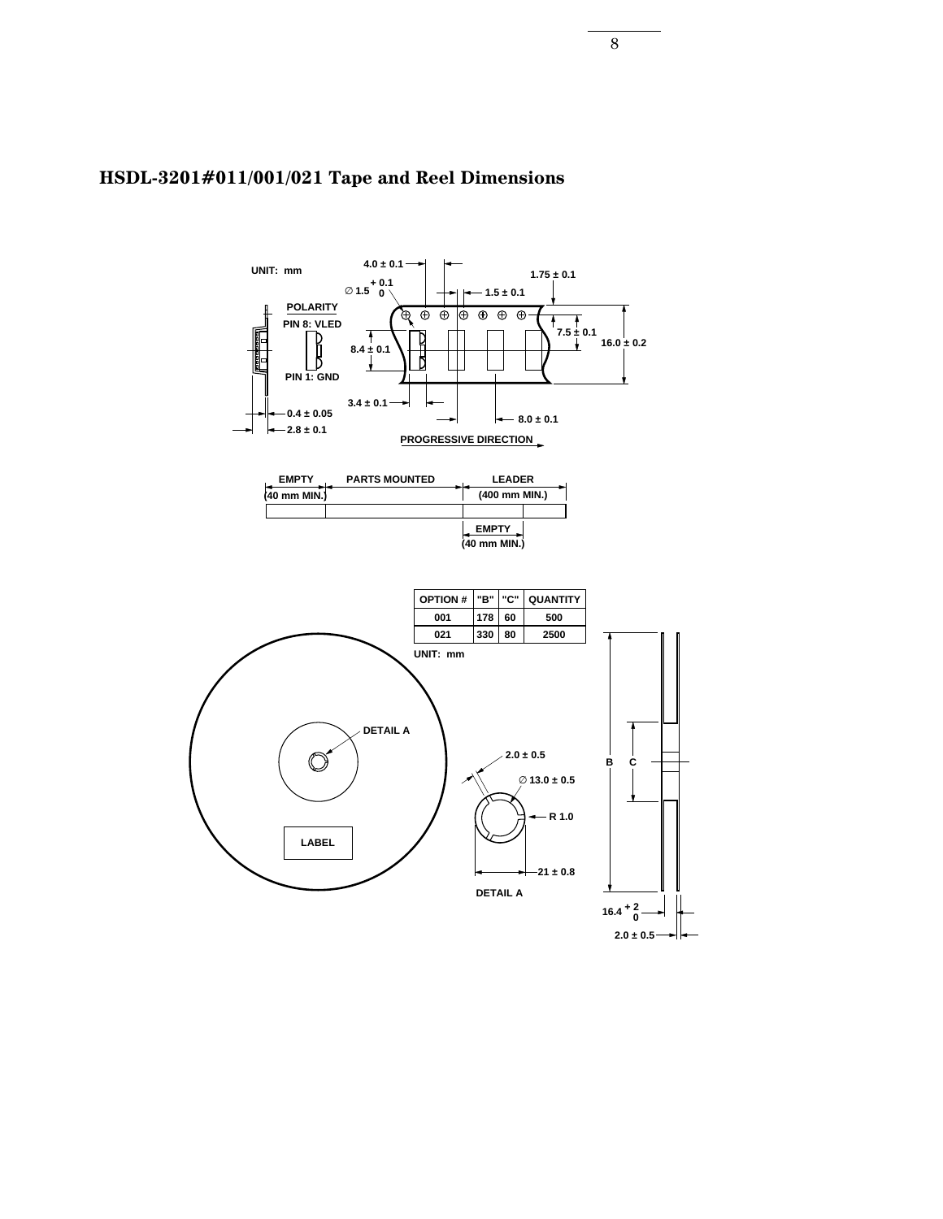## HSDL-3201#011/001/021 Tape and Reel Dimensions

UNIT: mm

4.0 ± 0.1

1.75 ± 0.1

∅ 1.5 $^{+0.1}_{0}$

1.5 ± 0.1

POLARITY

PIN 8: VLED

PIN 1: GND

7.5 ± 0.1

16.0 ± 0.2

8.4 ± 0.1

3.4 ± 0.1

0.4 ± 0.05

2.8 ± 0.1

8.0 ± 0.1

PROGRESSIVE DIRECTION

EMPTY (40 mm MIN.)

PARTS MOUNTED

LEADER (400 mm MIN.)

EMPTY (40 mm MIN.)

| OPTION # | "B" | "C" | QUANTITY |
|---|---|---|---|
| 001 | 178 | 60 | 500 |
| 021 | 330 | 80 | 2500 |

UNIT: mm

DETAIL A

LABEL

2.0 ± 0.5

∅ 13.0 ± 0.5

R 1.0

21 ± 0.8

DETAIL A

B

C

16.4 $^{+2}_{0}$

2.0 ± 0.5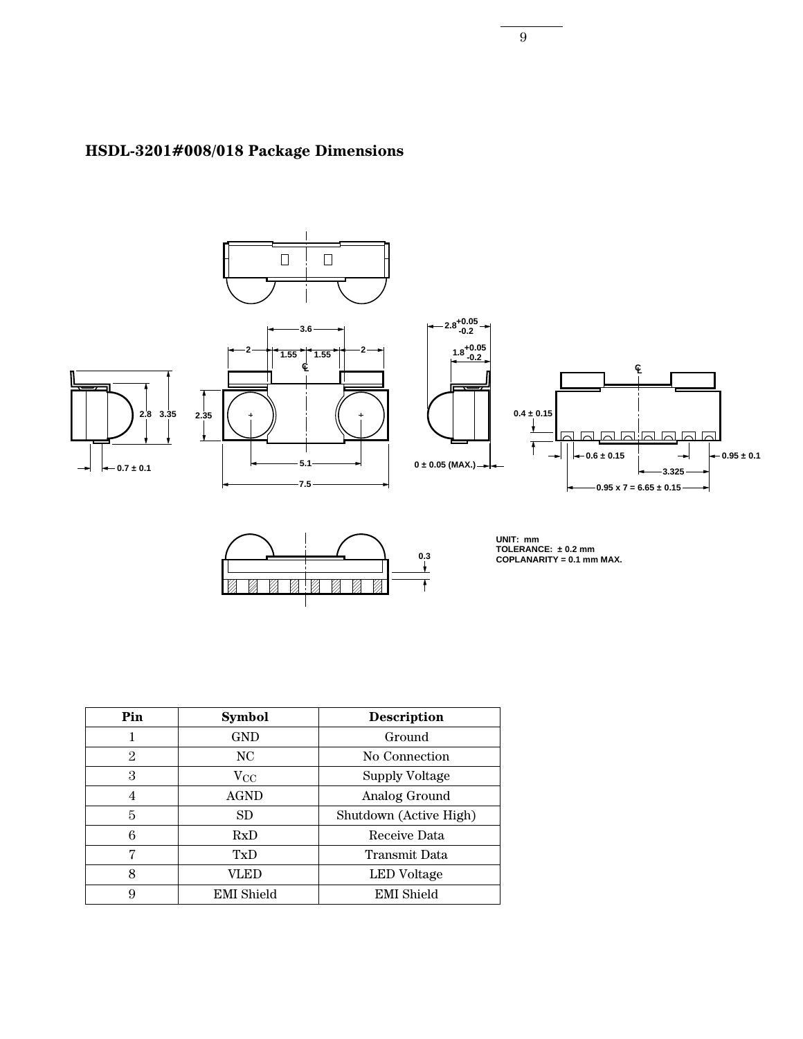## HSDL-3201#008/018 Package Dimensions

UNIT: mm
TOLERANCE: ± 0.2 mm
COPLANARITY = 0.1 mm MAX.

| Pin | Symbol | Description |
|---|---|---|
| 1 | GND | Ground |
| 2 | NC | No Connection |
| 3 | $V_{CC}$ | Supply Voltage |
| 4 | AGND | Analog Ground |
| 5 | SD | Shutdown (Active High) |
| 6 | RxD | Receive Data |
| 7 | TxD | Transmit Data |
| 8 | VLED | LED Voltage |
| 9 | EMI Shield | EMI Shield |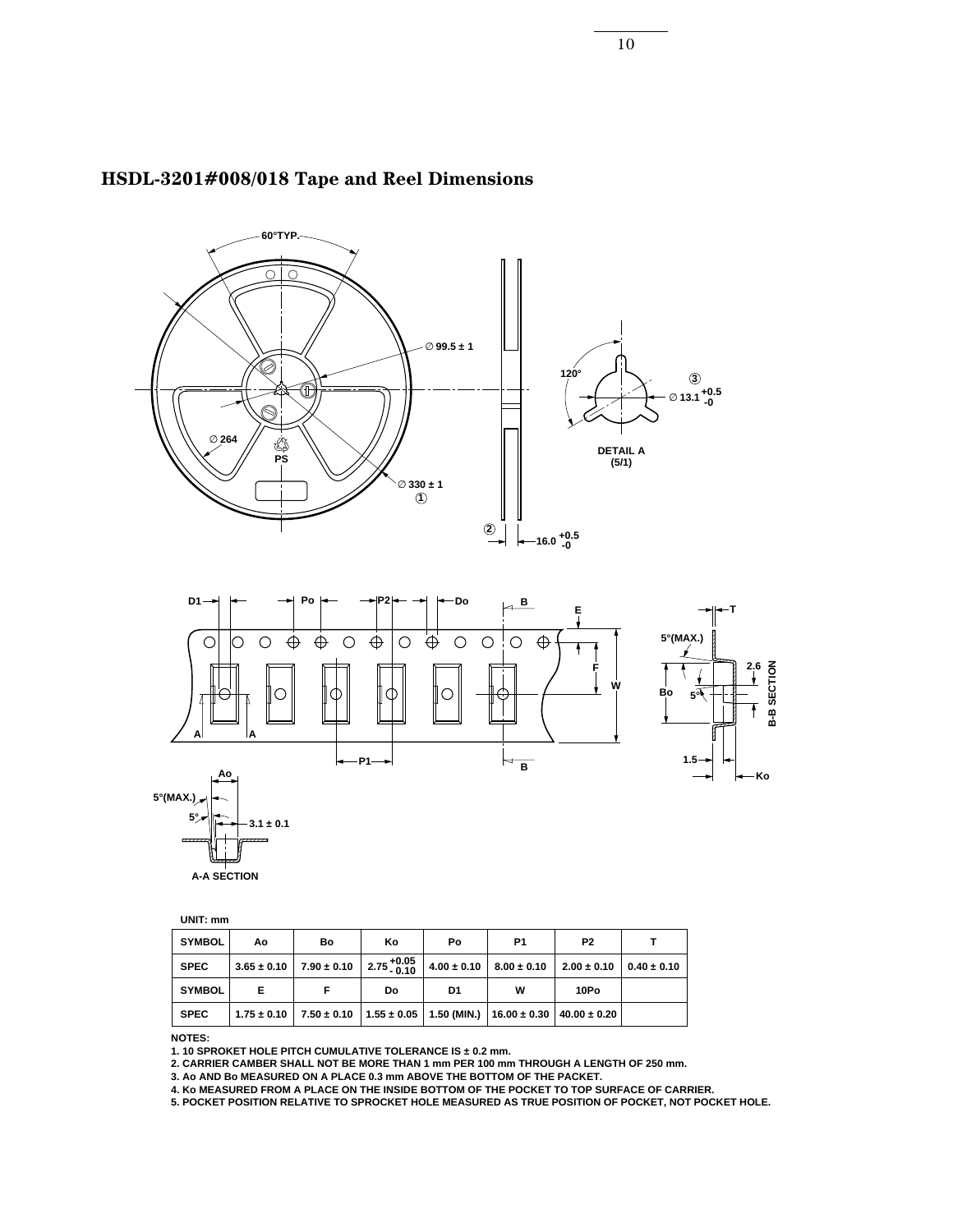## HSDL-3201#008/018 Tape and Reel Dimensions

UNIT: mm

| SYMBOL | Ao | Bo | Ko | Po | P1 | P2 | T |
|---|---|---|---|---|---|---|---|
| SPEC | 3.65 ± 0.10 | 7.90 ± 0.10 | $2.75^{+0.05}_{-0.10}$ | 4.00 ± 0.10 | 8.00 ± 0.10 | 2.00 ± 0.10 | 0.40 ± 0.10 |
| SYMBOL | E | F | Do | D1 | W | 10Po | |
| SPEC | 1.75 ± 0.10 | 7.50 ± 0.10 | 1.55 ± 0.05 | 1.50 (MIN.) | 16.00 ± 0.30 | 40.00 ± 0.20 | |

NOTES:

1. 10 SPROKET HOLE PITCH CUMULATIVE TOLERANCE IS ± 0.2 mm.
2. CARRIER CAMBER SHALL NOT BE MORE THAN 1 mm PER 100 mm THROUGH A LENGTH OF 250 mm.
3. Ao AND Bo MEASURED ON A PLACE 0.3 mm ABOVE THE BOTTOM OF THE PACKET.
4. Ko MEASURED FROM A PLACE ON THE INSIDE BOTTOM OF THE POCKET TO TOP SURFACE OF CARRIER.
5. POCKET POSITION RELATIVE TO SPROCKET HOLE MEASURED AS TRUE POSITION OF POCKET, NOT POCKET HOLE.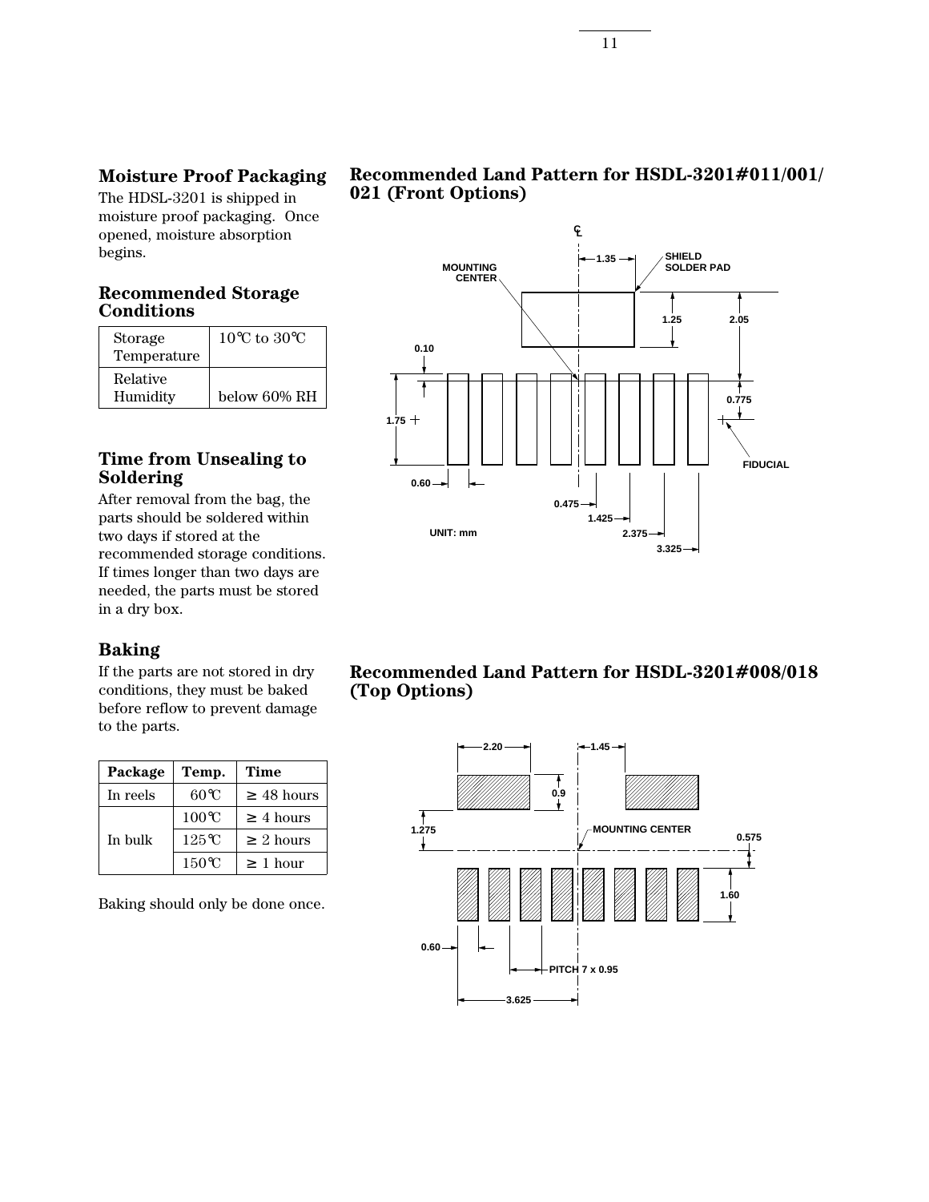## Moisture Proof Packaging

The HDSL-3201 is shipped in moisture proof packaging. Once opened, moisture absorption begins.

## Recommended Storage Conditions

| Storage Temperature | 10℃ to 30℃ |
|---|---|
| Relative Humidity | below 60% RH |

## Time from Unsealing to Soldering

After removal from the bag, the parts should be soldered within two days if stored at the recommended storage conditions. If times longer than two days are needed, the parts must be stored in a dry box.

## Baking

If the parts are not stored in dry conditions, they must be baked before reflow to prevent damage to the parts.

| Package | Temp. | Time |
|---|---|---|
| In reels | 60℃ | ≥ 48 hours |
| In bulk | 100℃ | ≥ 4 hours |
| | 125℃ | ≥ 2 hours |
| | 150℃ | ≥ 1 hour |

Baking should only be done once.

## Recommended Land Pattern for HSDL-3201#011/001/021 (Front Options)

## Recommended Land Pattern for HSDL-3201#008/018 (Top Options)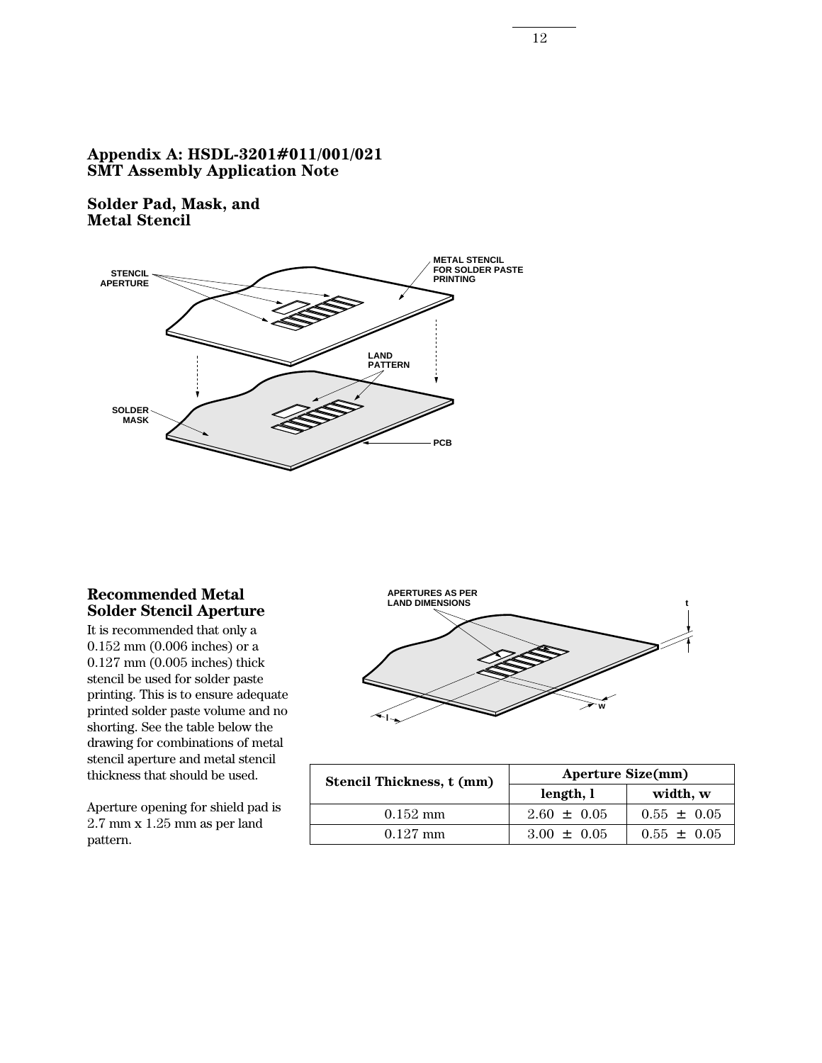## Appendix A: HSDL-3201#011/001/021 SMT Assembly Application Note

### Solder Pad, Mask, and Metal Stencil

STENCIL APERTURE

METAL STENCIL FOR SOLDER PASTE PRINTING

LAND PATTERN

SOLDER MASK

PCB

### Recommended Metal Solder Stencil Aperture

It is recommended that only a 0.152 mm (0.006 inches) or a 0.127 mm (0.005 inches) thick stencil be used for solder paste printing. This is to ensure adequate printed solder paste volume and no shorting. See the table below the drawing for combinations of metal stencil aperture and metal stencil thickness that should be used.

Aperture opening for shield pad is 2.7 mm x 1.25 mm as per land pattern.

APERTURES AS PER LAND DIMENSIONS

t

w

l

| Stencil Thickness, t (mm) | Aperture Size(mm) | |
|---|---|---|
| | length, l | width, w |
| 0.152 mm | 2.60 ± 0.05 | 0.55 ± 0.05 |
| 0.127 mm | 3.00 ± 0.05 | 0.55 ± 0.05 |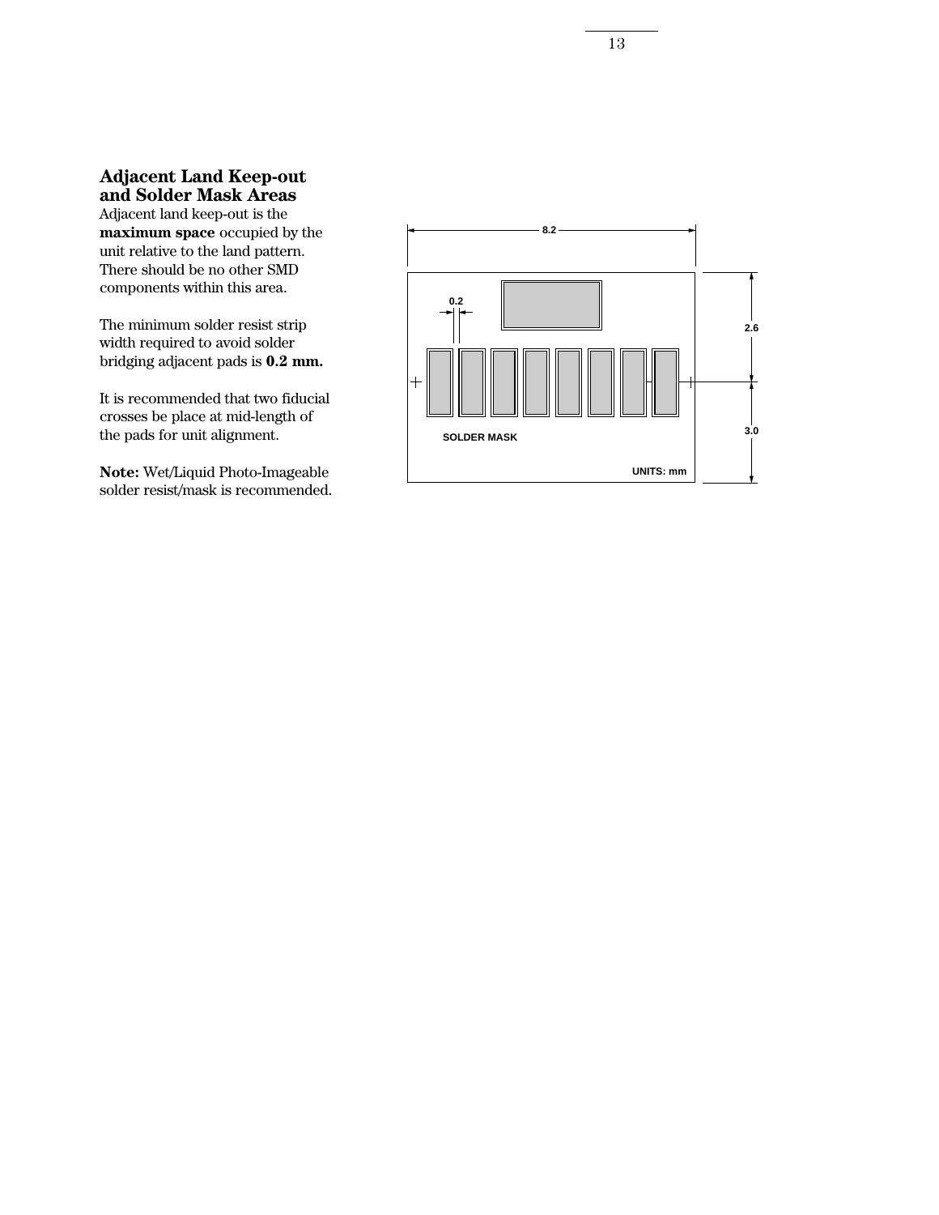## Adjacent Land Keep-out and Solder Mask Areas

Adjacent land keep-out is the **maximum space** occupied by the unit relative to the land pattern. There should be no other SMD components within this area.

The minimum solder resist strip width required to avoid solder bridging adjacent pads is **0.2 mm.**

It is recommended that two fiducial crosses be place at mid-length of the pads for unit alignment.

**Note:** Wet/Liquid Photo-Imageable solder resist/mask is recommended.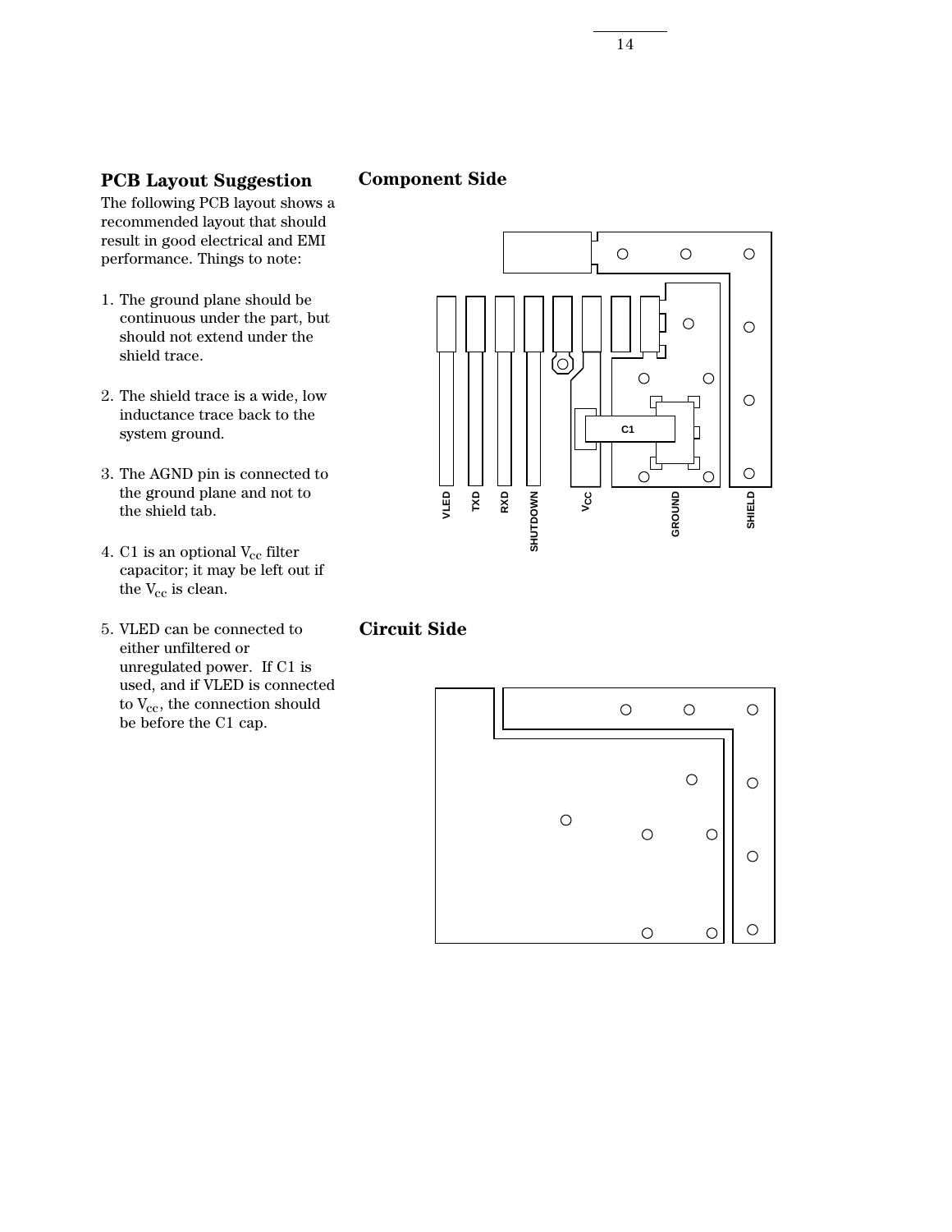## PCB Layout Suggestion

The following PCB layout shows a recommended layout that should result in good electrical and EMI performance. Things to note:

1. The ground plane should be continuous under the part, but should not extend under the shield trace.

2. The shield trace is a wide, low inductance trace back to the system ground.

3. The AGND pin is connected to the ground plane and not to the shield tab.

4. C1 is an optional $V_{cc}$ filter capacitor; it may be left out if the $V_{cc}$ is clean.

5. VLED can be connected to either unfiltered or unregulated power. If C1 is used, and if VLED is connected to $V_{cc}$, the connection should be before the C1 cap.

## Component Side

C1

VLED TXD RXD SHUTDOWN $V_{CC}$ GROUND SHIELD

## Circuit Side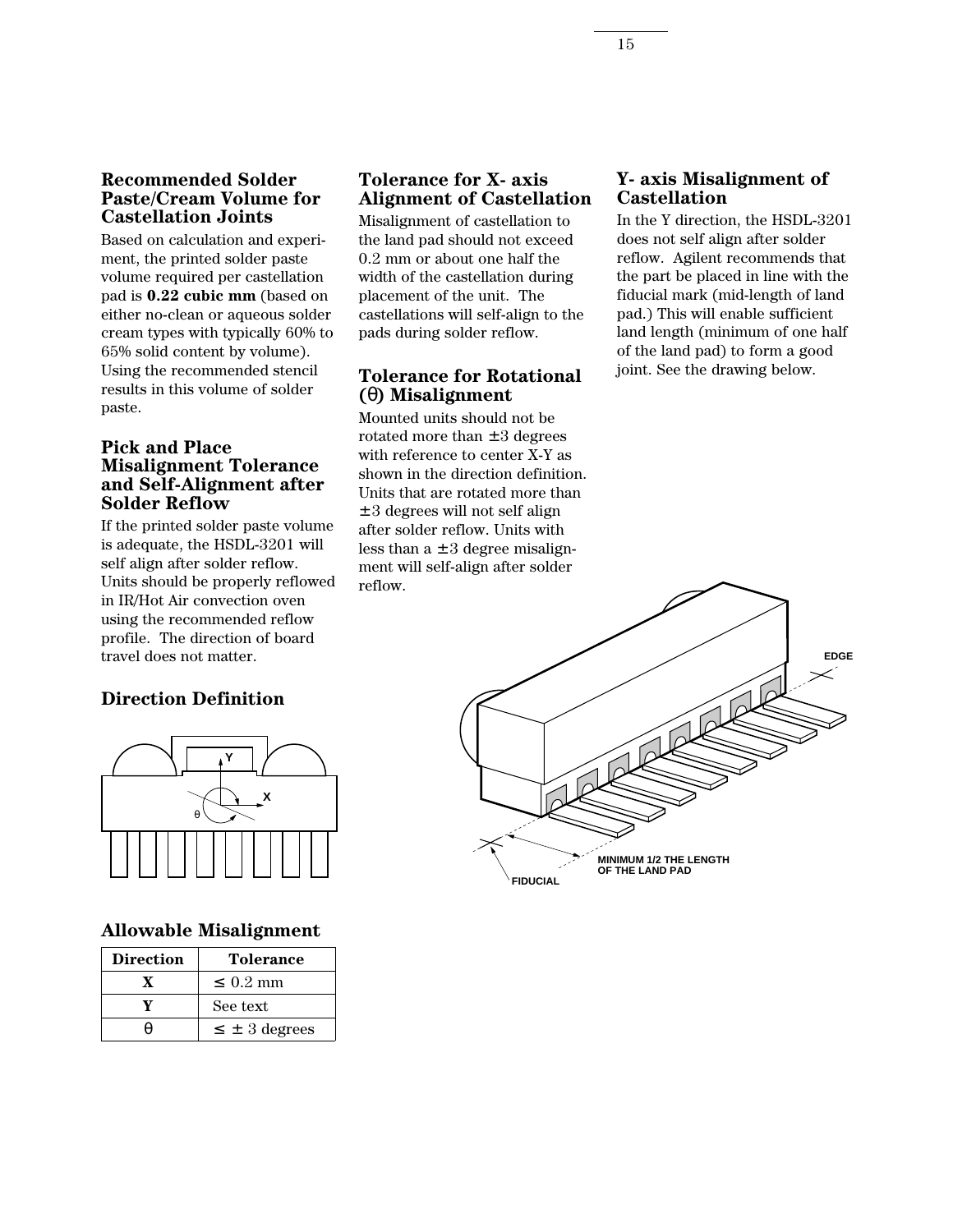### Recommended Solder Paste/Cream Volume for Castellation Joints

Based on calculation and experiment, the printed solder paste volume required per castellation pad is **0.22 cubic mm** (based on either no-clean or aqueous solder cream types with typically 60% to 65% solid content by volume). Using the recommended stencil results in this volume of solder paste.

### Pick and Place Misalignment Tolerance and Self-Alignment after Solder Reflow

If the printed solder paste volume is adequate, the HSDL-3201 will self align after solder reflow. Units should be properly reflowed in IR/Hot Air convection oven using the recommended reflow profile. The direction of board travel does not matter.

### Direction Definition

### Allowable Misalignment

| Direction | Tolerance |
|---|---|
| X | ≤ 0.2 mm |
| Y | See text |
| θ | ≤ ± 3 degrees |

### Tolerance for X- axis Alignment of Castellation

Misalignment of castellation to the land pad should not exceed 0.2 mm or about one half the width of the castellation during placement of the unit. The castellations will self-align to the pads during solder reflow.

### Tolerance for Rotational (θ) Misalignment

Mounted units should not be rotated more than ±3 degrees with reference to center X-Y as shown in the direction definition. Units that are rotated more than ±3 degrees will not self align after solder reflow. Units with less than a ±3 degree misalignment will self-align after solder reflow.

### Y- axis Misalignment of Castellation

In the Y direction, the HSDL-3201 does not self align after solder reflow. Agilent recommends that the part be placed in line with the fiducial mark (mid-length of land pad.) This will enable sufficient land length (minimum of one half of the land pad) to form a good joint. See the drawing below.

EDGE

MINIMUM 1/2 THE LENGTH OF THE LAND PAD

FIDUCIAL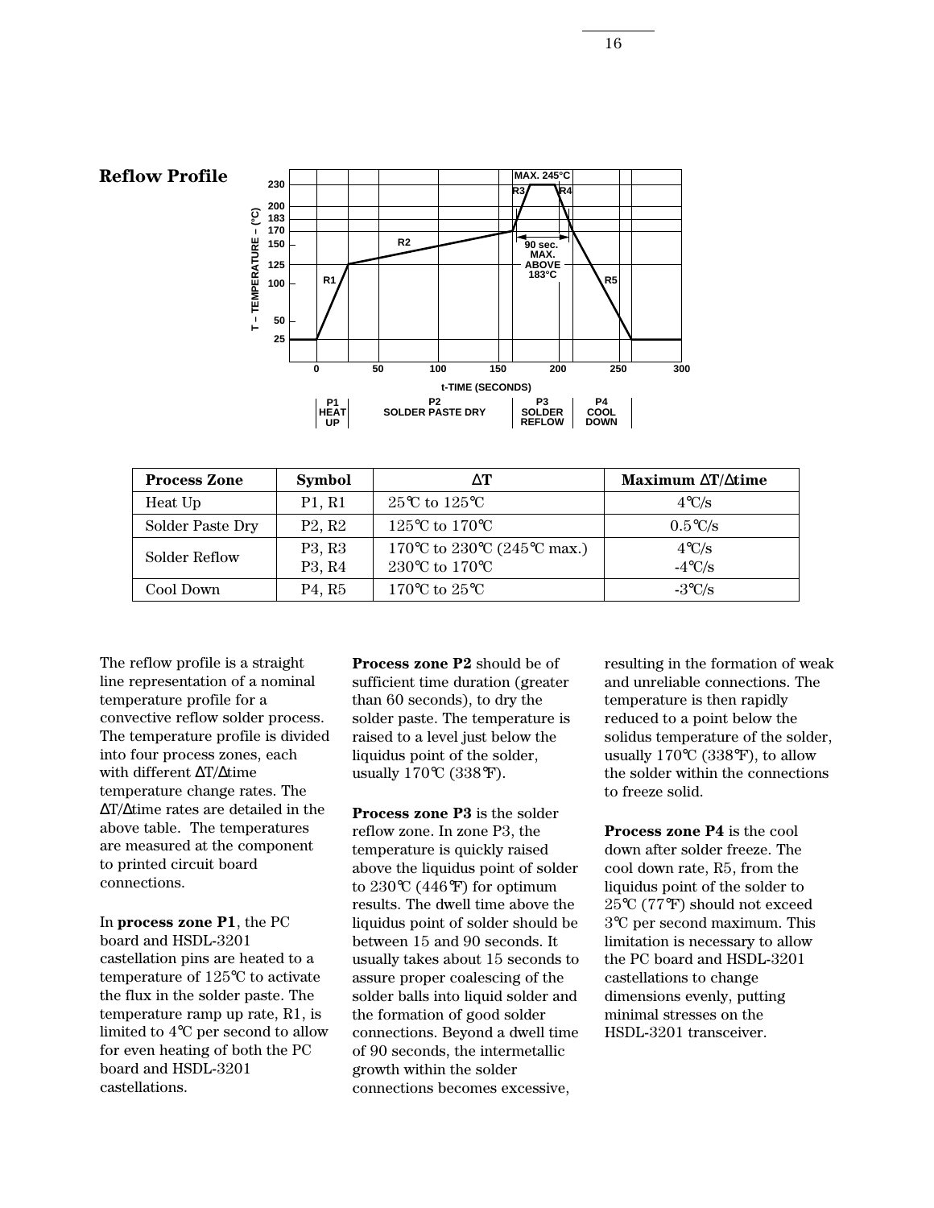## Reflow Profile

| Process Zone | Symbol | ΔT | Maximum ΔT/Δtime |
|---|---|---|---|
| Heat Up | P1, R1 | 25°C to 125°C | 4°C/s |
| Solder Paste Dry | P2, R2 | 125°C to 170°C | 0.5°C/s |
| Solder Reflow | P3, R3<br>P3, R4 | 170°C to 230°C (245°C max.)<br>230°C to 170°C | 4°C/s<br>-4°C/s |
| Cool Down | P4, R5 | 170°C to 25°C | -3°C/s |

The reflow profile is a straight line representation of a nominal temperature profile for a convective reflow solder process. The temperature profile is divided into four process zones, each with different ΔT/Δtime temperature change rates. The ΔT/Δtime rates are detailed in the above table. The temperatures are measured at the component to printed circuit board connections.

In **process zone P1**, the PC board and HSDL-3201 castellation pins are heated to a temperature of 125°C to activate the flux in the solder paste. The temperature ramp up rate, R1, is limited to 4°C per second to allow for even heating of both the PC board and HSDL-3201 castellations.

**Process zone P2** should be of sufficient time duration (greater than 60 seconds), to dry the solder paste. The temperature is raised to a level just below the liquidus point of the solder, usually 170°C (338°F).

**Process zone P3** is the solder reflow zone. In zone P3, the temperature is quickly raised above the liquidus point of solder to 230°C (446°F) for optimum results. The dwell time above the liquidus point of solder should be between 15 and 90 seconds. It usually takes about 15 seconds to assure proper coalescing of the solder balls into liquid solder and the formation of good solder connections. Beyond a dwell time of 90 seconds, the intermetallic growth within the solder connections becomes excessive, resulting in the formation of weak and unreliable connections. The temperature is then rapidly reduced to a point below the solidus temperature of the solder, usually 170°C (338°F), to allow the solder within the connections to freeze solid.

**Process zone P4** is the cool down after solder freeze. The cool down rate, R5, from the liquidus point of the solder to 25°C (77°F) should not exceed 3°C per second maximum. This limitation is necessary to allow the PC board and HSDL-3201 castellations to change dimensions evenly, putting minimal stresses on the HSDL-3201 transceiver.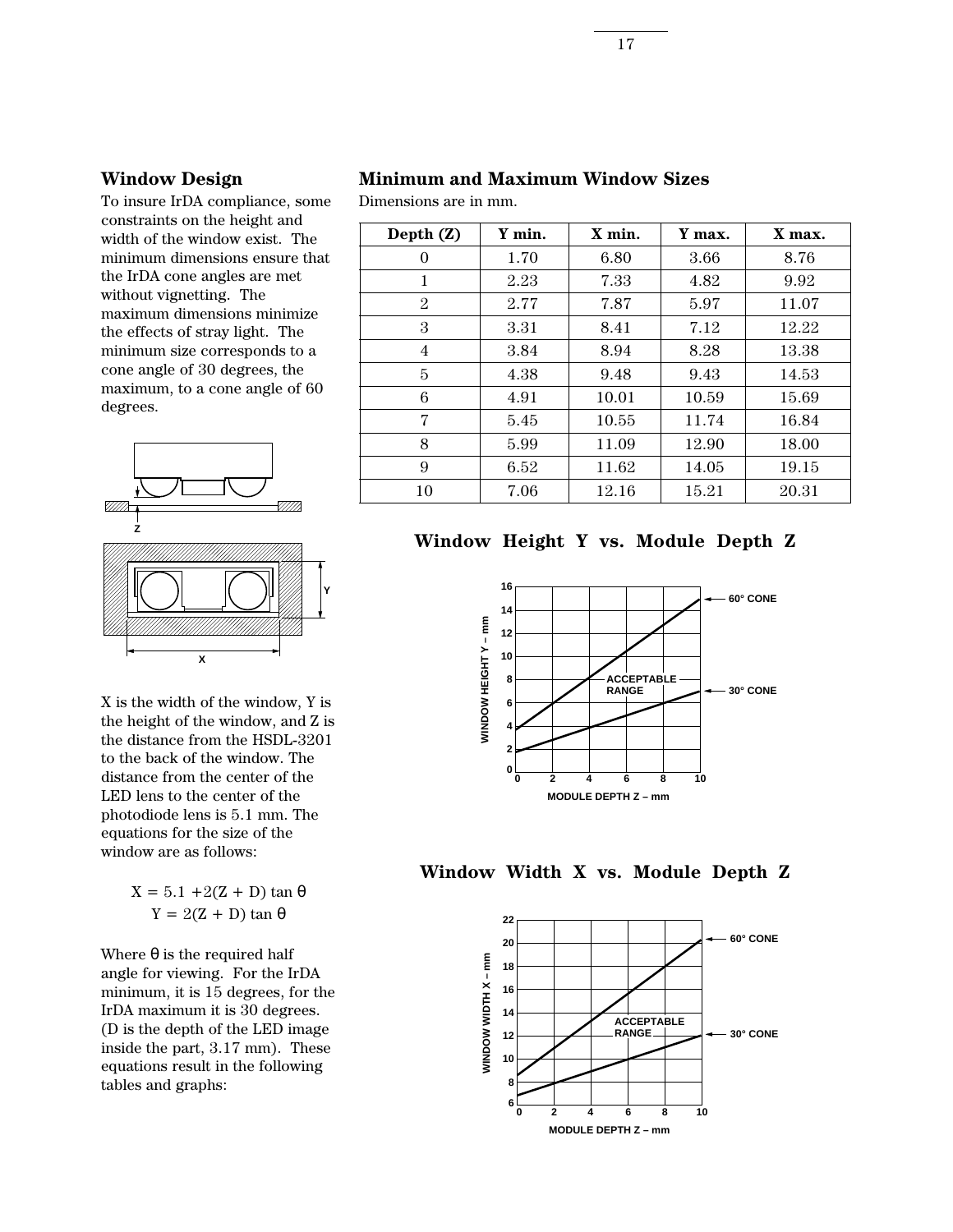## Window Design

To insure IrDA compliance, some constraints on the height and width of the window exist. The minimum dimensions ensure that the IrDA cone angles are met without vignetting. The maximum dimensions minimize the effects of stray light. The minimum size corresponds to a cone angle of 30 degrees, the maximum, to a cone angle of 60 degrees.

X is the width of the window, Y is the height of the window, and Z is the distance from the HSDL-3201 to the back of the window. The distance from the center of the LED lens to the center of the photodiode lens is 5.1 mm. The equations for the size of the window are as follows:

$$X = 5.1 + 2(Z + D) \tan \theta$$
$$Y = 2(Z + D) \tan \theta$$

Where $\theta$ is the required half angle for viewing. For the IrDA minimum, it is 15 degrees, for the IrDA maximum it is 30 degrees. (D is the depth of the LED image inside the part, 3.17 mm). These equations result in the following tables and graphs:

## Minimum and Maximum Window Sizes

Dimensions are in mm.

| Depth (Z) | Y min. | X min. | Y max. | X max. |
|---|---|---|---|---|
| 0 | 1.70 | 6.80 | 3.66 | 8.76 |
| 1 | 2.23 | 7.33 | 4.82 | 9.92 |
| 2 | 2.77 | 7.87 | 5.97 | 11.07 |
| 3 | 3.31 | 8.41 | 7.12 | 12.22 |
| 4 | 3.84 | 8.94 | 8.28 | 13.38 |
| 5 | 4.38 | 9.48 | 9.43 | 14.53 |
| 6 | 4.91 | 10.01 | 10.59 | 15.69 |
| 7 | 5.45 | 10.55 | 11.74 | 16.84 |
| 8 | 5.99 | 11.09 | 12.90 | 18.00 |
| 9 | 6.52 | 11.62 | 14.05 | 19.15 |
| 10 | 7.06 | 12.16 | 15.21 | 20.31 |

### Window Height Y vs. Module Depth Z

### Window Width X vs. Module Depth Z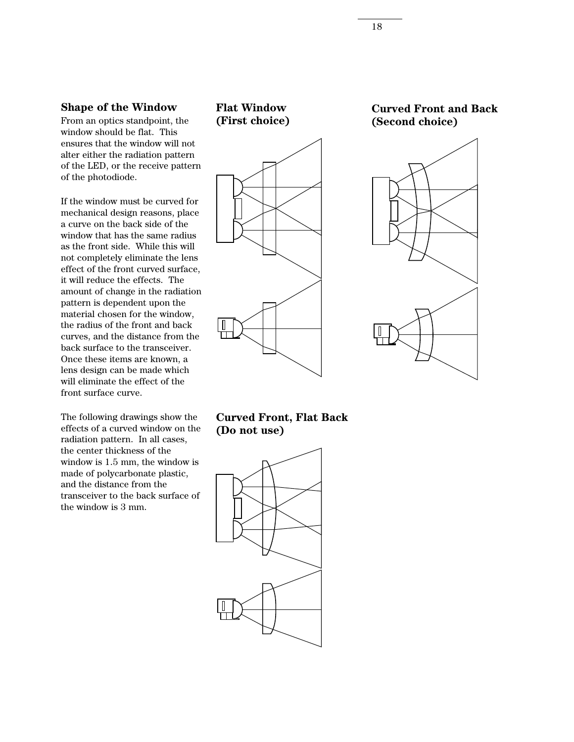## Shape of the Window

From an optics standpoint, the window should be flat. This ensures that the window will not alter either the radiation pattern of the LED, or the receive pattern of the photodiode.

If the window must be curved for mechanical design reasons, place a curve on the back side of the window that has the same radius as the front side. While this will not completely eliminate the lens effect of the front curved surface, it will reduce the effects. The amount of change in the radiation pattern is dependent upon the material chosen for the window, the radius of the front and back curves, and the distance from the back surface to the transceiver. Once these items are known, a lens design can be made which will eliminate the effect of the front surface curve.

The following drawings show the effects of a curved window on the radiation pattern. In all cases, the center thickness of the window is 1.5 mm, the window is made of polycarbonate plastic, and the distance from the transceiver to the back surface of the window is 3 mm.

**Flat Window (First choice)**

**Curved Front and Back (Second choice)**

**Curved Front, Flat Back (Do not use)**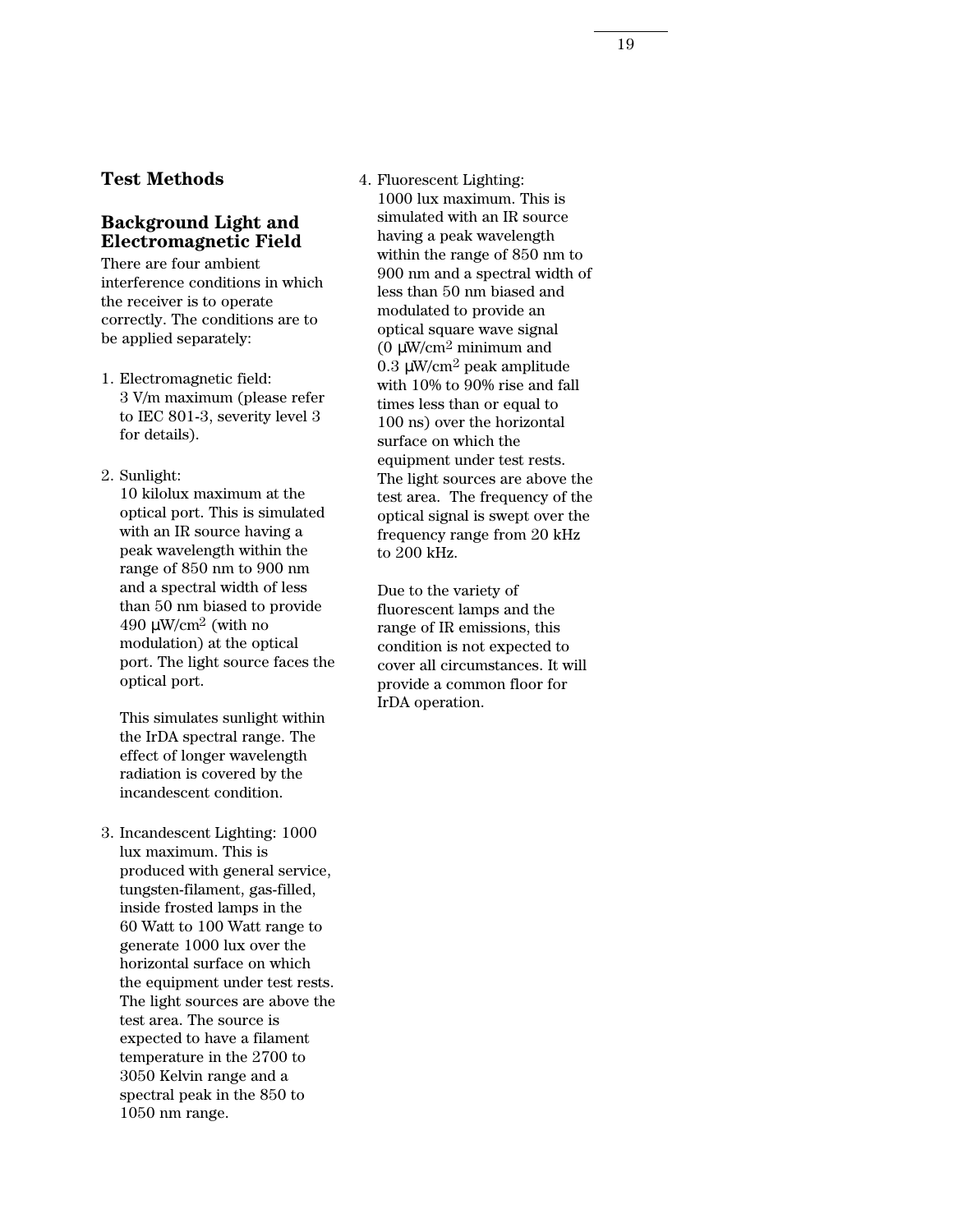## Test Methods

### Background Light and Electromagnetic Field

There are four ambient interference conditions in which the receiver is to operate correctly. The conditions are to be applied separately:

1. Electromagnetic field: 3 V/m maximum (please refer to IEC 801-3, severity level 3 for details).

2. Sunlight: 10 kilolux maximum at the optical port. This is simulated with an IR source having a peak wavelength within the range of 850 nm to 900 nm and a spectral width of less than 50 nm biased to provide 490 μW/cm$^2$ (with no modulation) at the optical port. The light source faces the optical port.

   This simulates sunlight within the IrDA spectral range. The effect of longer wavelength radiation is covered by the incandescent condition.

3. Incandescent Lighting: 1000 lux maximum. This is produced with general service, tungsten-filament, gas-filled, inside frosted lamps in the 60 Watt to 100 Watt range to generate 1000 lux over the horizontal surface on which the equipment under test rests. The light sources are above the test area. The source is expected to have a filament temperature in the 2700 to 3050 Kelvin range and a spectral peak in the 850 to 1050 nm range.

4. Fluorescent Lighting: 1000 lux maximum. This is simulated with an IR source having a peak wavelength within the range of 850 nm to 900 nm and a spectral width of less than 50 nm biased and modulated to provide an optical square wave signal (0 μW/cm$^2$ minimum and 0.3 μW/cm$^2$ peak amplitude with 10% to 90% rise and fall times less than or equal to 100 ns) over the horizontal surface on which the equipment under test rests. The light sources are above the test area. The frequency of the optical signal is swept over the frequency range from 20 kHz to 200 kHz.

   Due to the variety of fluorescent lamps and the range of IR emissions, this condition is not expected to cover all circumstances. It will provide a common floor for IrDA operation.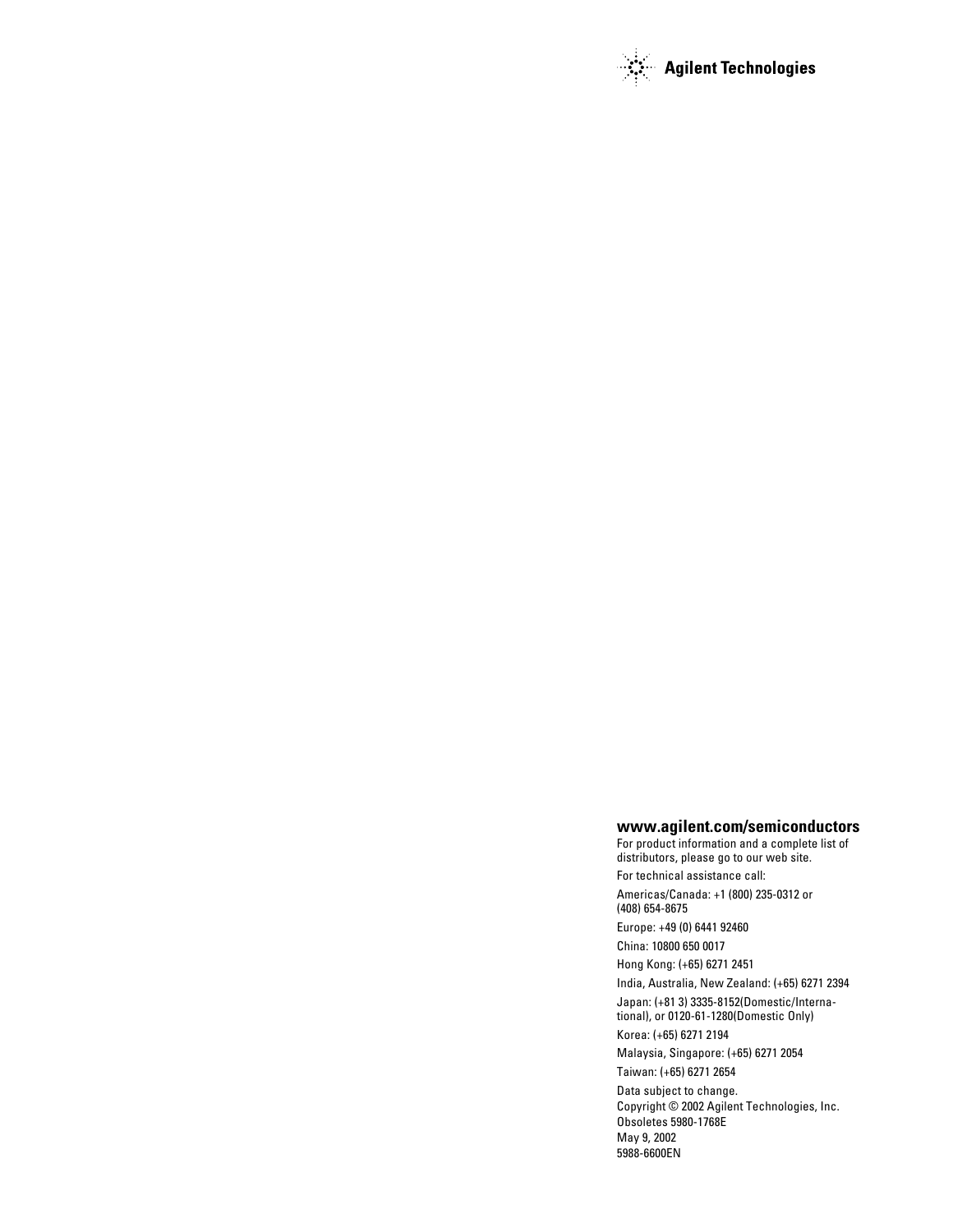Agilent Technologies

**www.agilent.com/semiconductors**

For product information and a complete list of distributors, please go to our web site.

For technical assistance call:

Americas/Canada: +1 (800) 235-0312 or (408) 654-8675

Europe: +49 (0) 6441 92460

China: 10800 650 0017

Hong Kong: (+65) 6271 2451

India, Australia, New Zealand: (+65) 6271 2394

Japan: (+81 3) 3335-8152(Domestic/International), or 0120-61-1280(Domestic Only)

Korea: (+65) 6271 2194

Malaysia, Singapore: (+65) 6271 2054

Taiwan: (+65) 6271 2654

Data subject to change.
Copyright © 2002 Agilent Technologies, Inc.
Obsoletes 5980-1768E
May 9, 2002
5988-6600EN